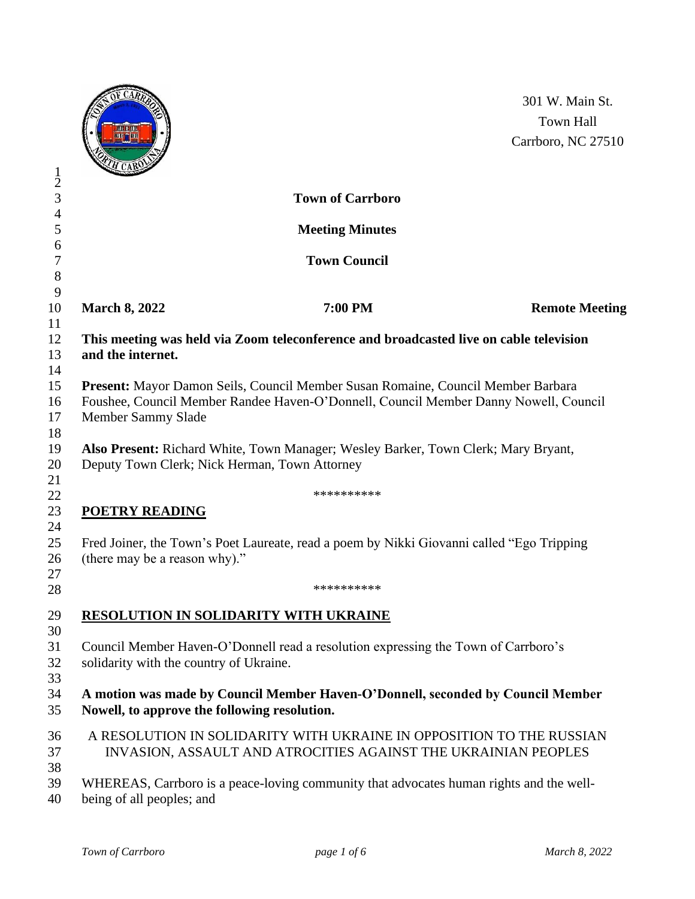301 W. Main St.
Town Hall
Carrboro, NC 27510

# Town of Carrboro

## Meeting Minutes

## Town Council

**March 8, 2022** **7:00 PM** **Remote Meeting**

**This meeting was held via Zoom teleconference and broadcasted live on cable television and the internet.**

**Present:** Mayor Damon Seils, Council Member Susan Romaine, Council Member Barbara Foushee, Council Member Randee Haven-O'Donnell, Council Member Danny Nowell, Council Member Sammy Slade

**Also Present:** Richard White, Town Manager; Wesley Barker, Town Clerk; Mary Bryant, Deputy Town Clerk; Nick Herman, Town Attorney

**********

**POETRY READING**

Fred Joiner, the Town's Poet Laureate, read a poem by Nikki Giovanni called "Ego Tripping (there may be a reason why)."

**********

**RESOLUTION IN SOLIDARITY WITH UKRAINE**

Council Member Haven-O'Donnell read a resolution expressing the Town of Carrboro's solidarity with the country of Ukraine.

**A motion was made by Council Member Haven-O'Donnell, seconded by Council Member Nowell, to approve the following resolution.**

A RESOLUTION IN SOLIDARITY WITH UKRAINE IN OPPOSITION TO THE RUSSIAN INVASION, ASSAULT AND ATROCITIES AGAINST THE UKRAINIAN PEOPLES

WHEREAS, Carrboro is a peace-loving community that advocates human rights and the well-being of all peoples; and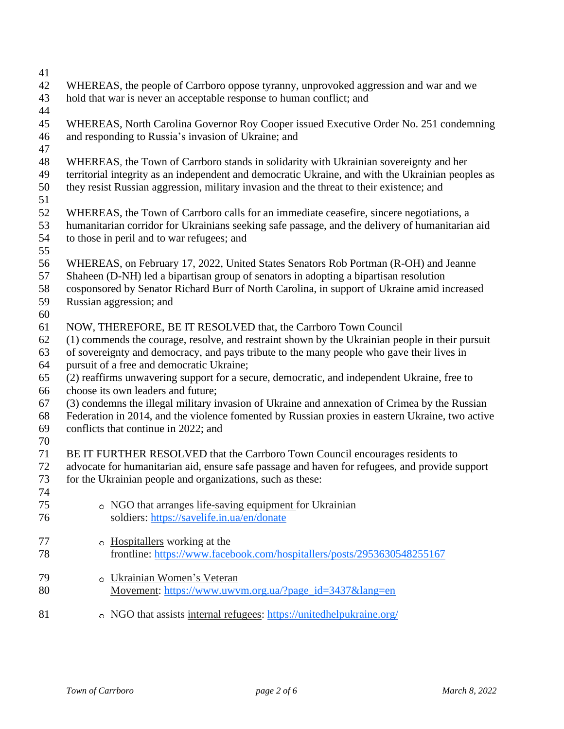WHEREAS, the people of Carrboro oppose tyranny, unprovoked aggression and war and we hold that war is never an acceptable response to human conflict; and

WHEREAS, North Carolina Governor Roy Cooper issued Executive Order No. 251 condemning and responding to Russia's invasion of Ukraine; and

WHEREAS, the Town of Carrboro stands in solidarity with Ukrainian sovereignty and her territorial integrity as an independent and democratic Ukraine, and with the Ukrainian peoples as they resist Russian aggression, military invasion and the threat to their existence; and

WHEREAS, the Town of Carrboro calls for an immediate ceasefire, sincere negotiations, a humanitarian corridor for Ukrainians seeking safe passage, and the delivery of humanitarian aid to those in peril and to war refugees; and

WHEREAS, on February 17, 2022, United States Senators Rob Portman (R-OH) and Jeanne Shaheen (D-NH) led a bipartisan group of senators in adopting a bipartisan resolution cosponsored by Senator Richard Burr of North Carolina, in support of Ukraine amid increased Russian aggression; and

NOW, THEREFORE, BE IT RESOLVED that, the Carrboro Town Council
(1) commends the courage, resolve, and restraint shown by the Ukrainian people in their pursuit of sovereignty and democracy, and pays tribute to the many people who gave their lives in pursuit of a free and democratic Ukraine;
(2) reaffirms unwavering support for a secure, democratic, and independent Ukraine, free to choose its own leaders and future;
(3) condemns the illegal military invasion of Ukraine and annexation of Crimea by the Russian Federation in 2014, and the violence fomented by Russian proxies in eastern Ukraine, two active conflicts that continue in 2022; and

BE IT FURTHER RESOLVED that the Carrboro Town Council encourages residents to advocate for humanitarian aid, ensure safe passage and haven for refugees, and provide support for the Ukrainian people and organizations, such as these:

- NGO that arranges life-saving equipment for Ukrainian soldiers: https://savelife.in.ua/en/donate
- Hospitallers working at the frontline: https://www.facebook.com/hospitallers/posts/2953630548255167
- Ukrainian Women's Veteran Movement: https://www.uwvm.org.ua/?page_id=3437&lang=en
- NGO that assists internal refugees: https://unitedhelpukraine.org/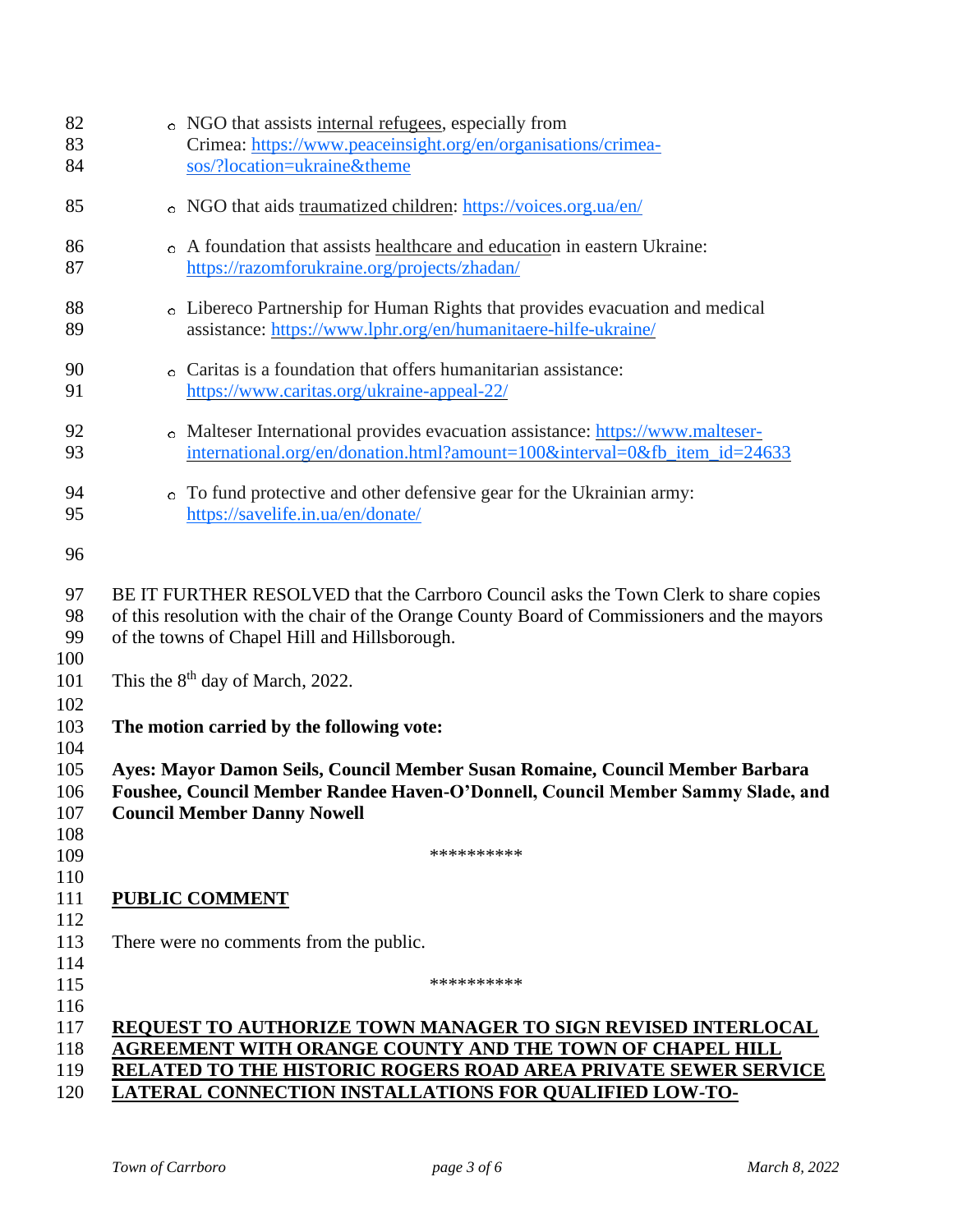- NGO that assists internal refugees, especially from Crimea: https://www.peaceinsight.org/en/organisations/crimea-sos/?location=ukraine&theme
- NGO that aids traumatized children: https://voices.org.ua/en/
- A foundation that assists healthcare and education in eastern Ukraine: https://razomforukraine.org/projects/zhadan/
- Libereco Partnership for Human Rights that provides evacuation and medical assistance: https://www.lphr.org/en/humanitaere-hilfe-ukraine/
- Caritas is a foundation that offers humanitarian assistance: https://www.caritas.org/ukraine-appeal-22/
- Malteser International provides evacuation assistance: https://www.malteser-international.org/en/donation.html?amount=100&interval=0&fb_item_id=24633
- To fund protective and other defensive gear for the Ukrainian army: https://savelife.in.ua/en/donate/

BE IT FURTHER RESOLVED that the Carrboro Council asks the Town Clerk to share copies of this resolution with the chair of the Orange County Board of Commissioners and the mayors of the towns of Chapel Hill and Hillsborough.

This the 8th day of March, 2022.

**The motion carried by the following vote:**

**Ayes: Mayor Damon Seils, Council Member Susan Romaine, Council Member Barbara Foushee, Council Member Randee Haven-O'Donnell, Council Member Sammy Slade, and Council Member Danny Nowell**

**********

## PUBLIC COMMENT

There were no comments from the public.

**********

## REQUEST TO AUTHORIZE TOWN MANAGER TO SIGN REVISED INTERLOCAL AGREEMENT WITH ORANGE COUNTY AND THE TOWN OF CHAPEL HILL RELATED TO THE HISTORIC ROGERS ROAD AREA PRIVATE SEWER SERVICE LATERAL CONNECTION INSTALLATIONS FOR QUALIFIED LOW-TO-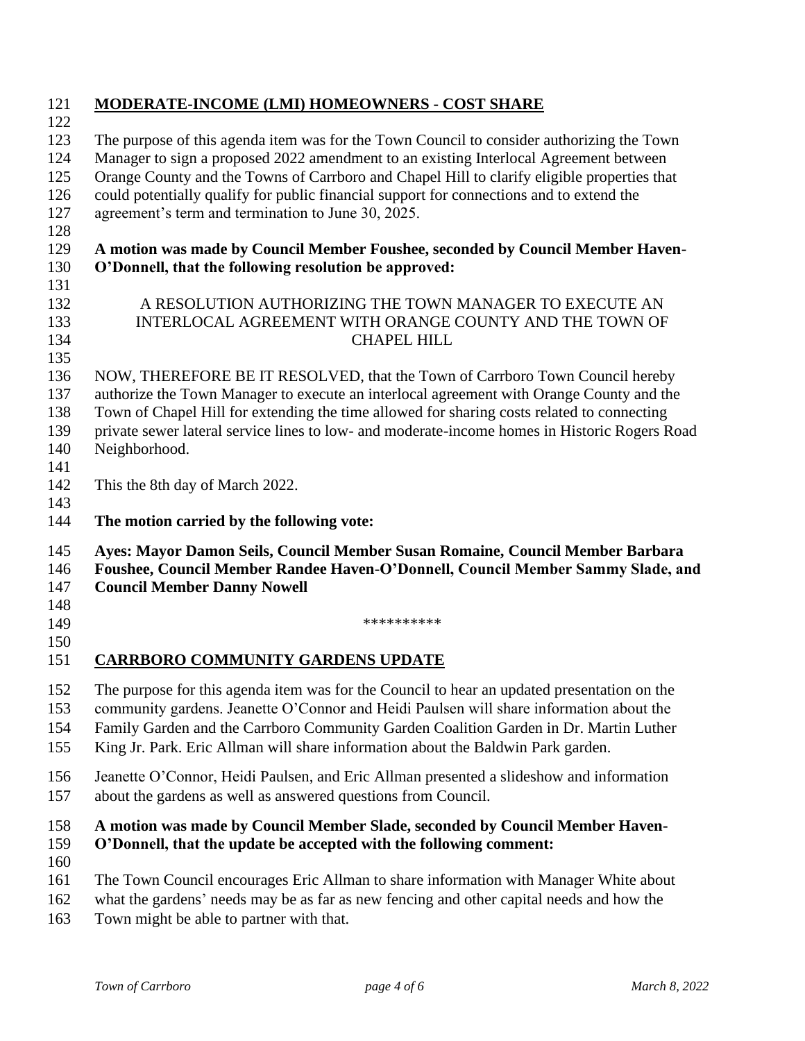## MODERATE-INCOME (LMI) HOMEOWNERS - COST SHARE

The purpose of this agenda item was for the Town Council to consider authorizing the Town Manager to sign a proposed 2022 amendment to an existing Interlocal Agreement between Orange County and the Towns of Carrboro and Chapel Hill to clarify eligible properties that could potentially qualify for public financial support for connections and to extend the agreement's term and termination to June 30, 2025.

**A motion was made by Council Member Foushee, seconded by Council Member Haven-O'Donnell, that the following resolution be approved:**

A RESOLUTION AUTHORIZING THE TOWN MANAGER TO EXECUTE AN INTERLOCAL AGREEMENT WITH ORANGE COUNTY AND THE TOWN OF CHAPEL HILL

NOW, THEREFORE BE IT RESOLVED, that the Town of Carrboro Town Council hereby authorize the Town Manager to execute an interlocal agreement with Orange County and the Town of Chapel Hill for extending the time allowed for sharing costs related to connecting private sewer lateral service lines to low- and moderate-income homes in Historic Rogers Road Neighborhood.

This the 8th day of March 2022.

**The motion carried by the following vote:**

**Ayes: Mayor Damon Seils, Council Member Susan Romaine, Council Member Barbara Foushee, Council Member Randee Haven-O'Donnell, Council Member Sammy Slade, and Council Member Danny Nowell**

**********

## CARRBORO COMMUNITY GARDENS UPDATE

The purpose for this agenda item was for the Council to hear an updated presentation on the community gardens. Jeanette O'Connor and Heidi Paulsen will share information about the Family Garden and the Carrboro Community Garden Coalition Garden in Dr. Martin Luther King Jr. Park. Eric Allman will share information about the Baldwin Park garden.

Jeanette O'Connor, Heidi Paulsen, and Eric Allman presented a slideshow and information about the gardens as well as answered questions from Council.

**A motion was made by Council Member Slade, seconded by Council Member Haven-O'Donnell, that the update be accepted with the following comment:**

The Town Council encourages Eric Allman to share information with Manager White about what the gardens' needs may be as far as new fencing and other capital needs and how the Town might be able to partner with that.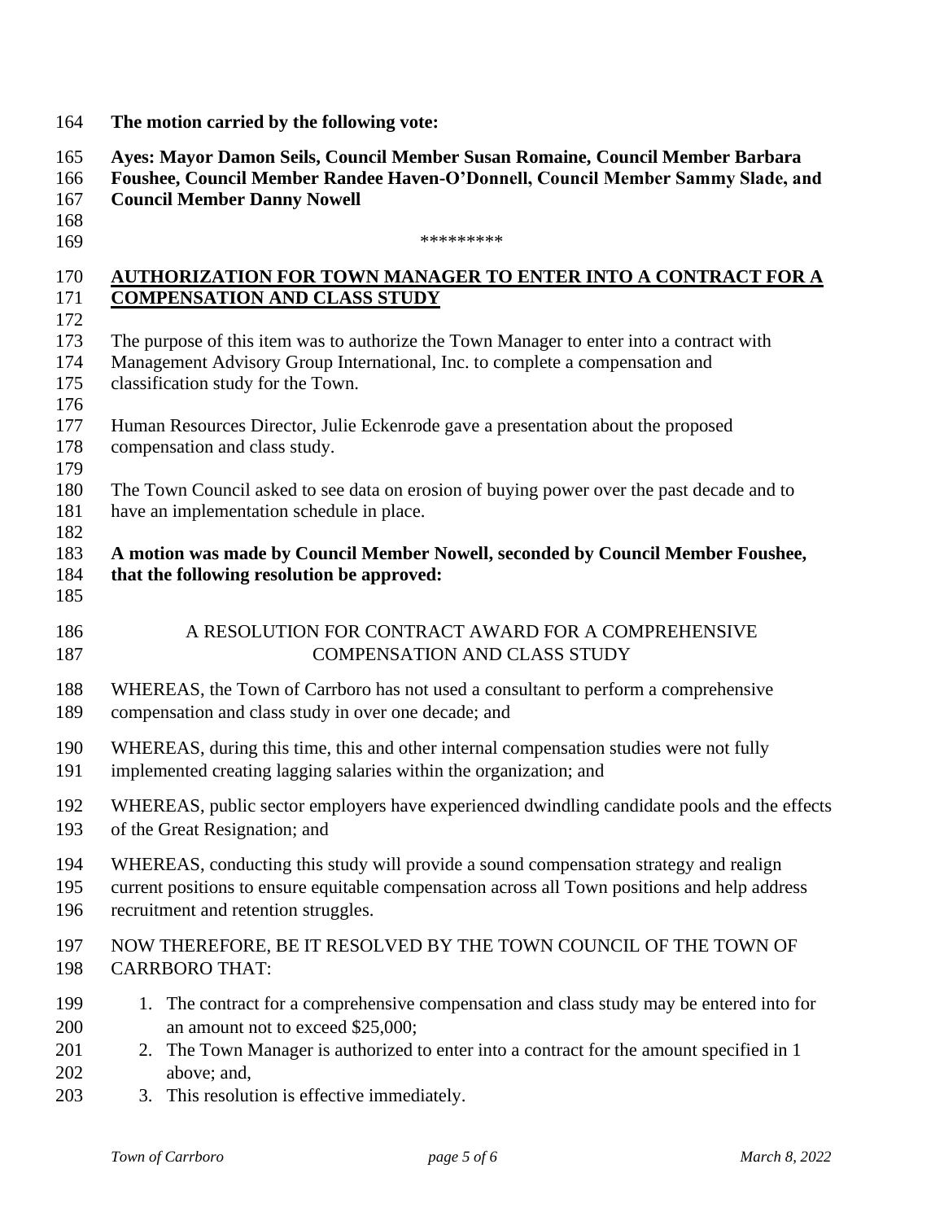**The motion carried by the following vote:**

**Ayes: Mayor Damon Seils, Council Member Susan Romaine, Council Member Barbara Foushee, Council Member Randee Haven-O'Donnell, Council Member Sammy Slade, and Council Member Danny Nowell**

*********

**<u>AUTHORIZATION FOR TOWN MANAGER TO ENTER INTO A CONTRACT FOR A COMPENSATION AND CLASS STUDY</u>**

The purpose of this item was to authorize the Town Manager to enter into a contract with Management Advisory Group International, Inc. to complete a compensation and classification study for the Town.

Human Resources Director, Julie Eckenrode gave a presentation about the proposed compensation and class study.

The Town Council asked to see data on erosion of buying power over the past decade and to have an implementation schedule in place.

**A motion was made by Council Member Nowell, seconded by Council Member Foushee, that the following resolution be approved:**

A RESOLUTION FOR CONTRACT AWARD FOR A COMPREHENSIVE COMPENSATION AND CLASS STUDY

WHEREAS, the Town of Carrboro has not used a consultant to perform a comprehensive compensation and class study in over one decade; and

WHEREAS, during this time, this and other internal compensation studies were not fully implemented creating lagging salaries within the organization; and

WHEREAS, public sector employers have experienced dwindling candidate pools and the effects of the Great Resignation; and

WHEREAS, conducting this study will provide a sound compensation strategy and realign current positions to ensure equitable compensation across all Town positions and help address recruitment and retention struggles.

NOW THEREFORE, BE IT RESOLVED BY THE TOWN COUNCIL OF THE TOWN OF CARRBORO THAT:

1. The contract for a comprehensive compensation and class study may be entered into for an amount not to exceed $25,000;
2. The Town Manager is authorized to enter into a contract for the amount specified in 1 above; and,
3. This resolution is effective immediately.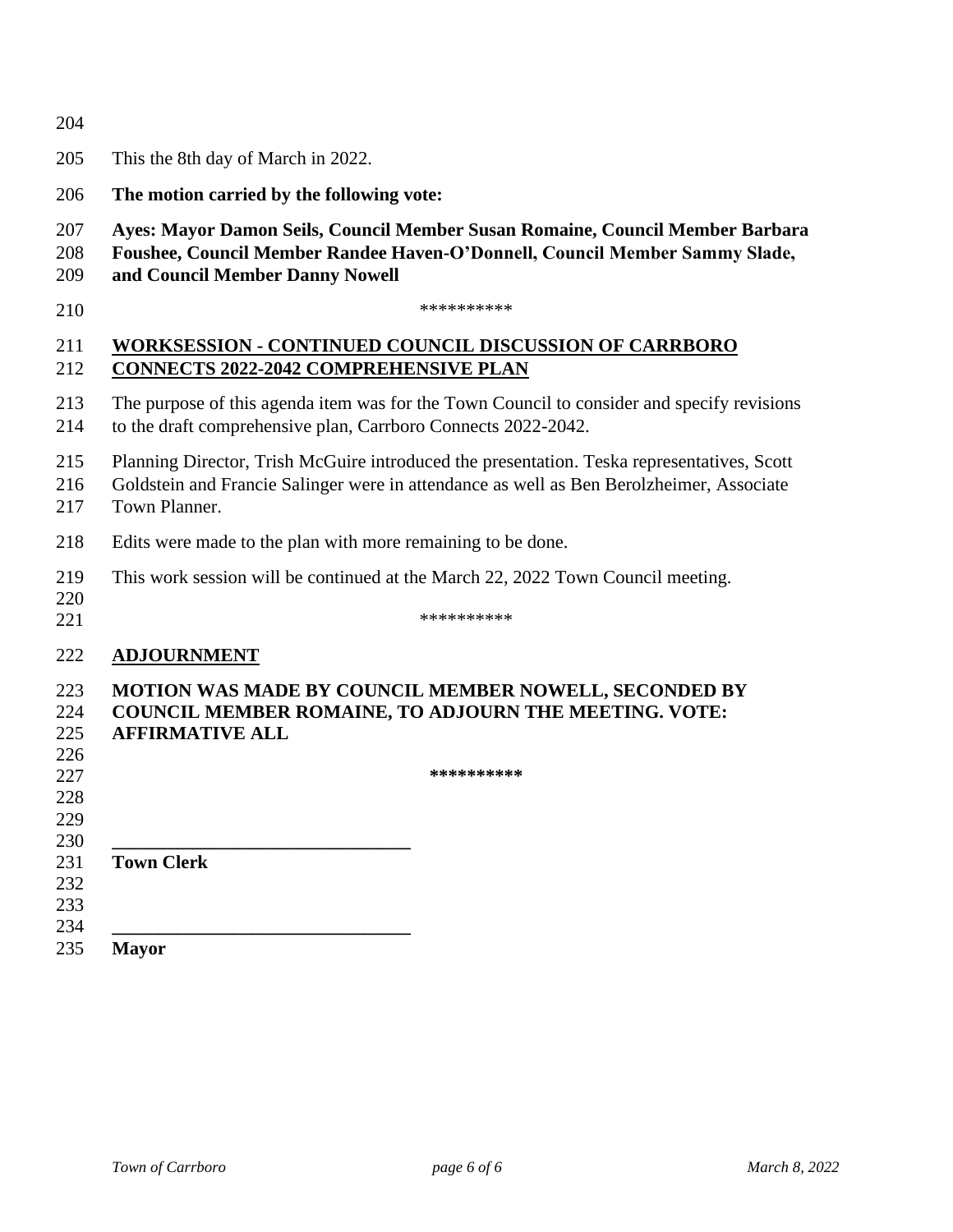This the 8th day of March in 2022.

**The motion carried by the following vote:**

**Ayes: Mayor Damon Seils, Council Member Susan Romaine, Council Member Barbara Foushee, Council Member Randee Haven-O'Donnell, Council Member Sammy Slade, and Council Member Danny Nowell**

**********

**WORKSESSION - CONTINUED COUNCIL DISCUSSION OF CARRBORO CONNECTS 2022-2042 COMPREHENSIVE PLAN**

The purpose of this agenda item was for the Town Council to consider and specify revisions to the draft comprehensive plan, Carrboro Connects 2022-2042.

Planning Director, Trish McGuire introduced the presentation. Teska representatives, Scott Goldstein and Francie Salinger were in attendance as well as Ben Berolzheimer, Associate Town Planner.

Edits were made to the plan with more remaining to be done.

This work session will be continued at the March 22, 2022 Town Council meeting.

**********

**ADJOURNMENT**

**MOTION WAS MADE BY COUNCIL MEMBER NOWELL, SECONDED BY COUNCIL MEMBER ROMAINE, TO ADJOURN THE MEETING. VOTE: AFFIRMATIVE ALL**

**********

_______________________________

**Town Clerk**

_______________________________

**Mayor**